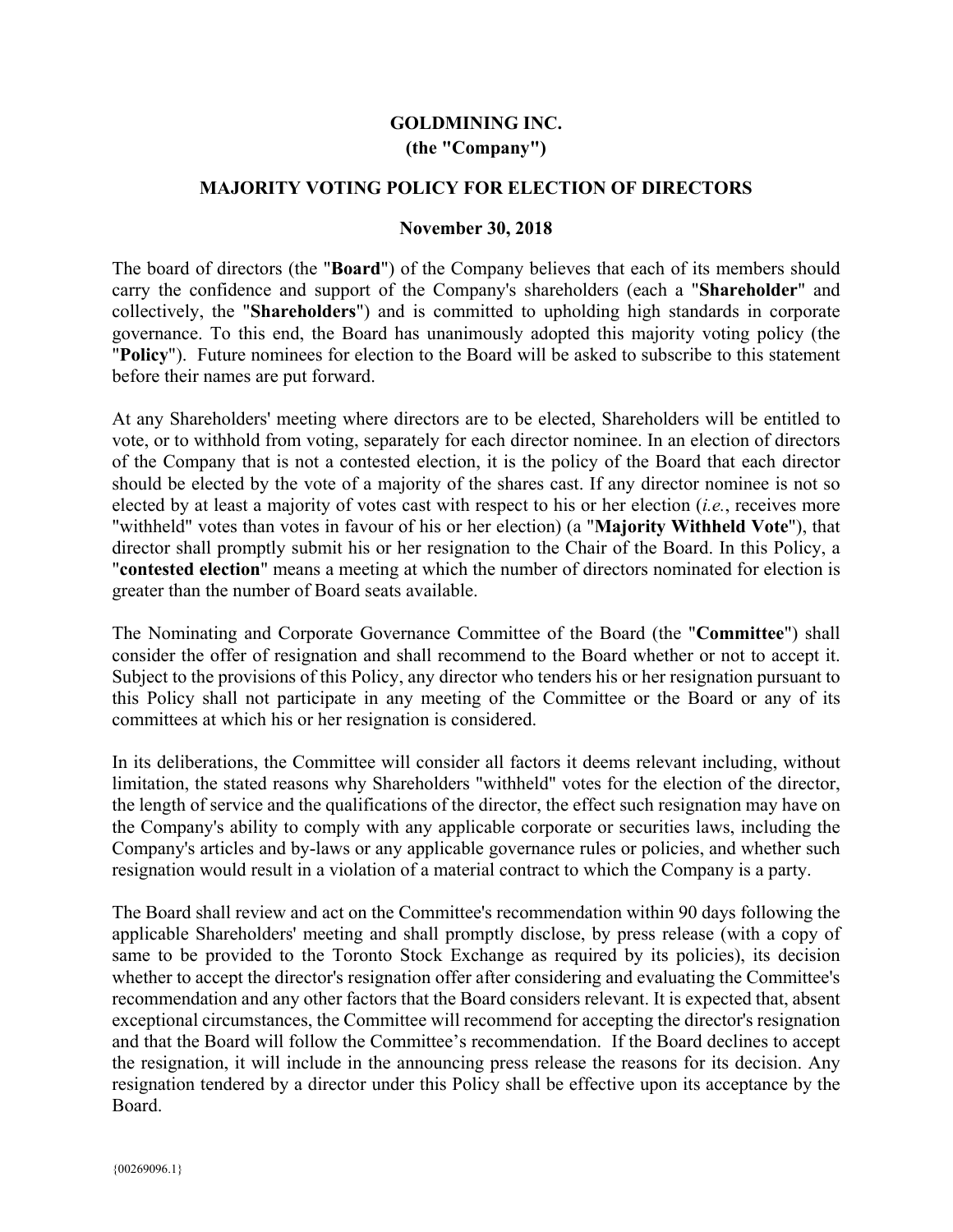# GOLDMINING INC.

**(the "Company")**

## MAJORITY VOTING POLICY FOR ELECTION OF DIRECTORS

**November 30, 2018**

The board of directors (the "**Board**") of the Company believes that each of its members should carry the confidence and support of the Company's shareholders (each a "**Shareholder**" and collectively, the "**Shareholders**") and is committed to upholding high standards in corporate governance. To this end, the Board has unanimously adopted this majority voting policy (the "**Policy**"). Future nominees for election to the Board will be asked to subscribe to this statement before their names are put forward.

At any Shareholders' meeting where directors are to be elected, Shareholders will be entitled to vote, or to withhold from voting, separately for each director nominee. In an election of directors of the Company that is not a contested election, it is the policy of the Board that each director should be elected by the vote of a majority of the shares cast. If any director nominee is not so elected by at least a majority of votes cast with respect to his or her election (*i.e.*, receives more "withheld" votes than votes in favour of his or her election) (a "**Majority Withheld Vote**"), that director shall promptly submit his or her resignation to the Chair of the Board. In this Policy, a "**contested election**" means a meeting at which the number of directors nominated for election is greater than the number of Board seats available.

The Nominating and Corporate Governance Committee of the Board (the "**Committee**") shall consider the offer of resignation and shall recommend to the Board whether or not to accept it. Subject to the provisions of this Policy, any director who tenders his or her resignation pursuant to this Policy shall not participate in any meeting of the Committee or the Board or any of its committees at which his or her resignation is considered.

In its deliberations, the Committee will consider all factors it deems relevant including, without limitation, the stated reasons why Shareholders "withheld" votes for the election of the director, the length of service and the qualifications of the director, the effect such resignation may have on the Company's ability to comply with any applicable corporate or securities laws, including the Company's articles and by-laws or any applicable governance rules or policies, and whether such resignation would result in a violation of a material contract to which the Company is a party.

The Board shall review and act on the Committee's recommendation within 90 days following the applicable Shareholders' meeting and shall promptly disclose, by press release (with a copy of same to be provided to the Toronto Stock Exchange as required by its policies), its decision whether to accept the director's resignation offer after considering and evaluating the Committee's recommendation and any other factors that the Board considers relevant. It is expected that, absent exceptional circumstances, the Committee will recommend for accepting the director's resignation and that the Board will follow the Committee's recommendation. If the Board declines to accept the resignation, it will include in the announcing press release the reasons for its decision. Any resignation tendered by a director under this Policy shall be effective upon its acceptance by the Board.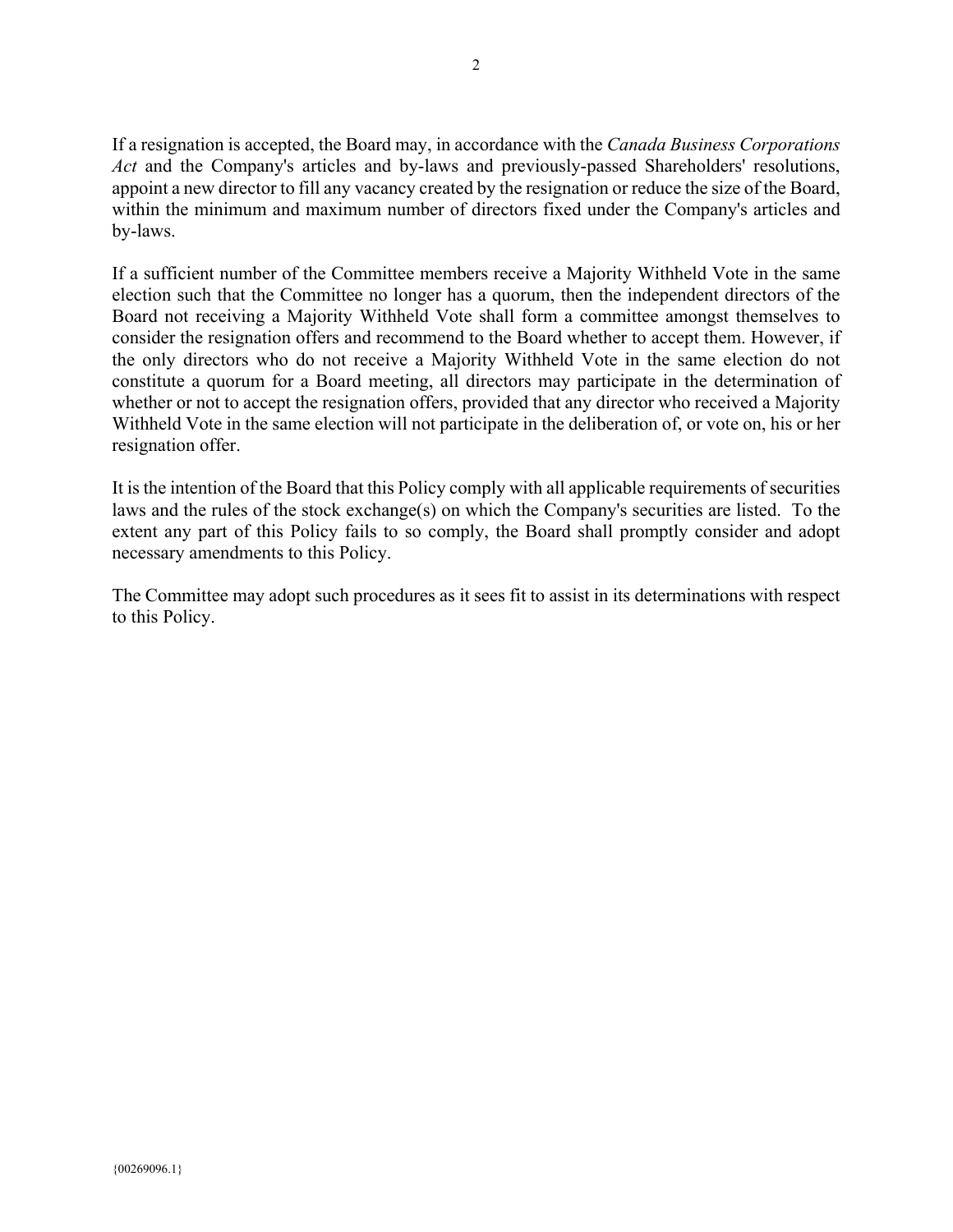If a resignation is accepted, the Board may, in accordance with the *Canada Business Corporations Act* and the Company's articles and by-laws and previously-passed Shareholders' resolutions, appoint a new director to fill any vacancy created by the resignation or reduce the size of the Board, within the minimum and maximum number of directors fixed under the Company's articles and by-laws.

If a sufficient number of the Committee members receive a Majority Withheld Vote in the same election such that the Committee no longer has a quorum, then the independent directors of the Board not receiving a Majority Withheld Vote shall form a committee amongst themselves to consider the resignation offers and recommend to the Board whether to accept them. However, if the only directors who do not receive a Majority Withheld Vote in the same election do not constitute a quorum for a Board meeting, all directors may participate in the determination of whether or not to accept the resignation offers, provided that any director who received a Majority Withheld Vote in the same election will not participate in the deliberation of, or vote on, his or her resignation offer.

It is the intention of the Board that this Policy comply with all applicable requirements of securities laws and the rules of the stock exchange(s) on which the Company's securities are listed. To the extent any part of this Policy fails to so comply, the Board shall promptly consider and adopt necessary amendments to this Policy.

The Committee may adopt such procedures as it sees fit to assist in its determinations with respect to this Policy.

{00269096.1}